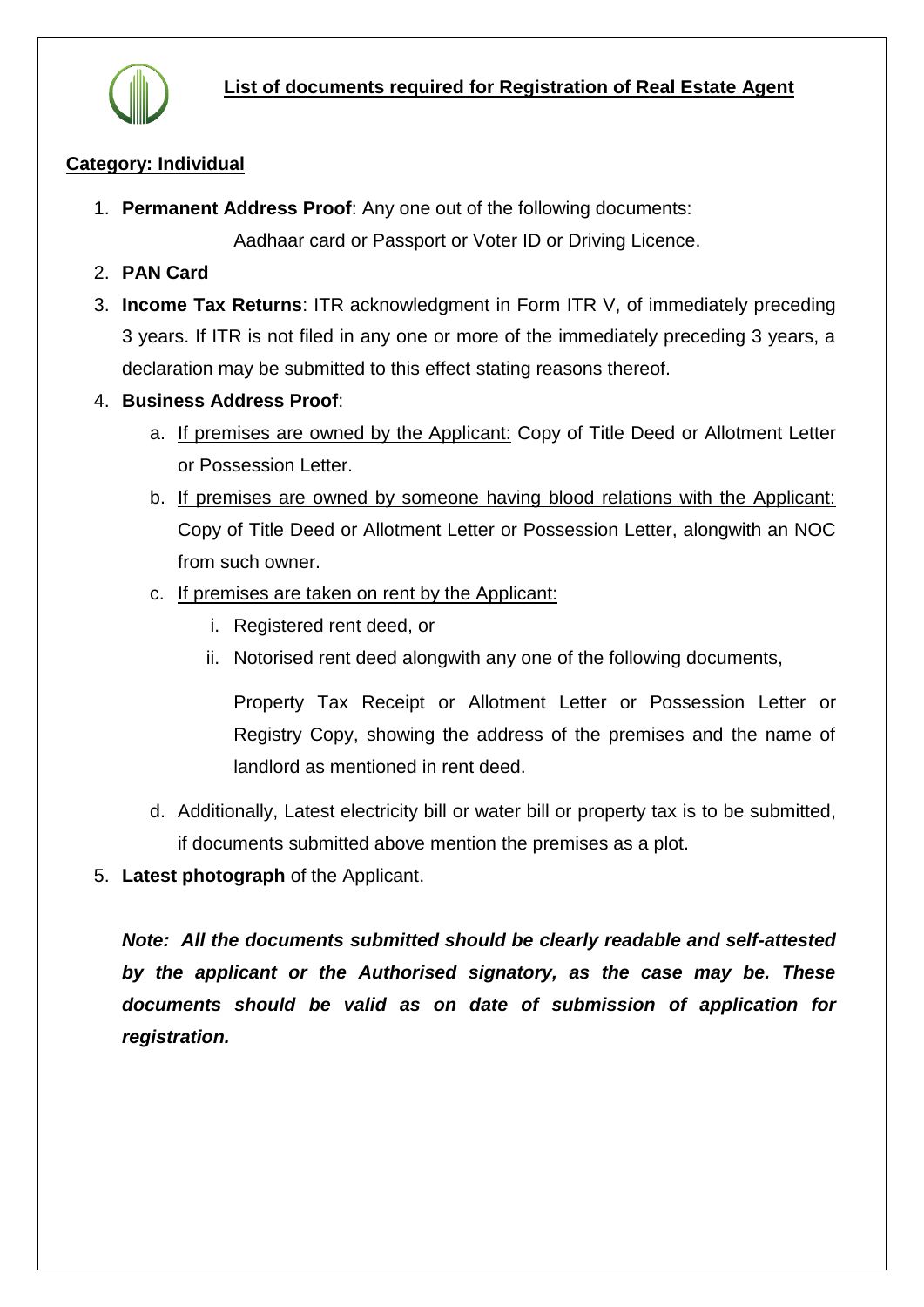## List of documents required for Registration of Real Estate Agent

### Category: Individual

1. **Permanent Address Proof**: Any one out of the following documents:

   Aadhaar card or Passport or Voter ID or Driving Licence.

2. **PAN Card**
3. **Income Tax Returns**: ITR acknowledgment in Form ITR V, of immediately preceding 3 years. If ITR is not filed in any one or more of the immediately preceding 3 years, a declaration may be submitted to this effect stating reasons thereof.
4. **Business Address Proof**:
   a. If premises are owned by the Applicant: Copy of Title Deed or Allotment Letter or Possession Letter.
   b. If premises are owned by someone having blood relations with the Applicant: Copy of Title Deed or Allotment Letter or Possession Letter, alongwith an NOC from such owner.
   c. If premises are taken on rent by the Applicant:
      i. Registered rent deed, or
      ii. Notorised rent deed alongwith any one of the following documents,

         Property Tax Receipt or Allotment Letter or Possession Letter or Registry Copy, showing the address of the premises and the name of landlord as mentioned in rent deed.

   d. Additionally, Latest electricity bill or water bill or property tax is to be submitted, if documents submitted above mention the premises as a plot.
5. **Latest photograph** of the Applicant.

***Note: All the documents submitted should be clearly readable and self-attested by the applicant or the Authorised signatory, as the case may be. These documents should be valid as on date of submission of application for registration.***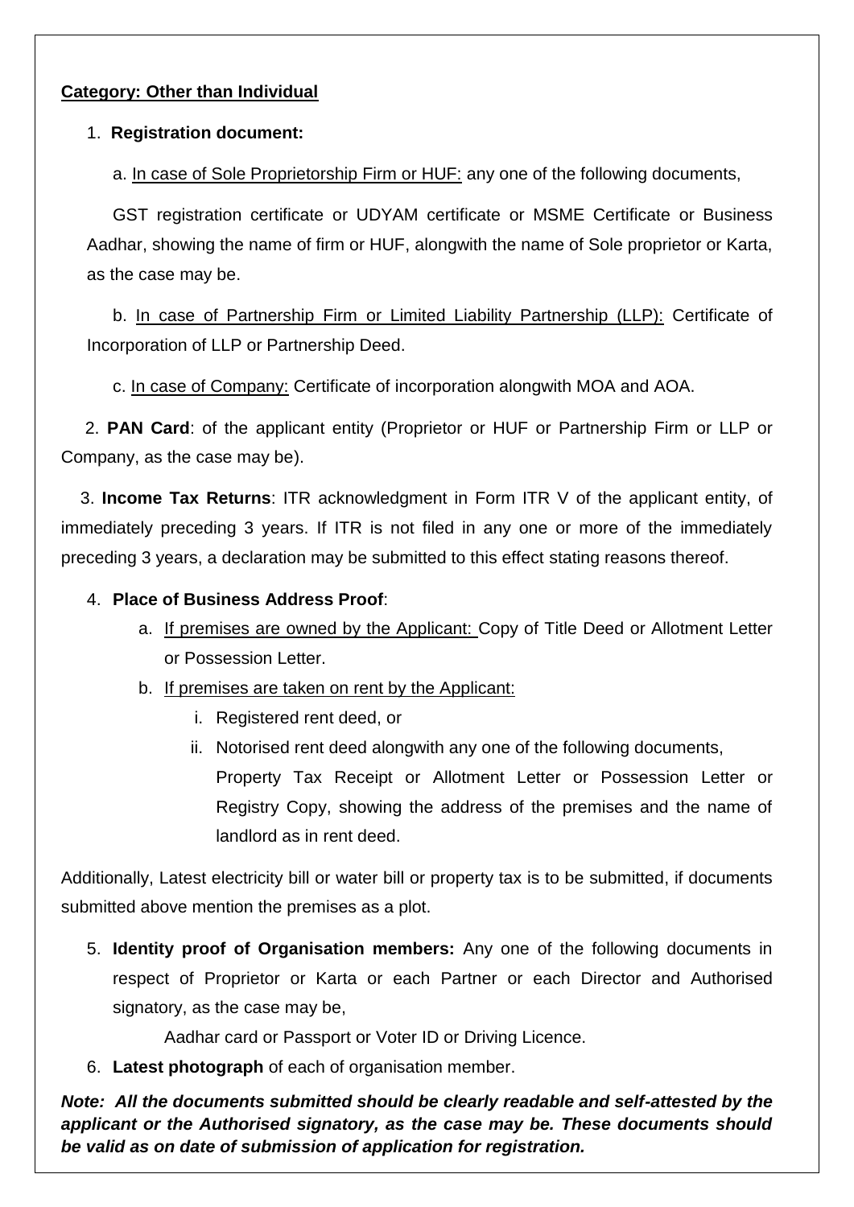**<u>Category: Other than Individual</u>**

1. **Registration document:**

   a. <u>In case of Sole Proprietorship Firm or HUF:</u> any one of the following documents,

   GST registration certificate or UDYAM certificate or MSME Certificate or Business Aadhar, showing the name of firm or HUF, alongwith the name of Sole proprietor or Karta, as the case may be.

   b. <u>In case of Partnership Firm or Limited Liability Partnership (LLP):</u> Certificate of Incorporation of LLP or Partnership Deed.

   c. <u>In case of Company:</u> Certificate of incorporation alongwith MOA and AOA.

2. **PAN Card**: of the applicant entity (Proprietor or HUF or Partnership Firm or LLP or Company, as the case may be).

3. **Income Tax Returns**: ITR acknowledgment in Form ITR V of the applicant entity, of immediately preceding 3 years. If ITR is not filed in any one or more of the immediately preceding 3 years, a declaration may be submitted to this effect stating reasons thereof.

4. **Place of Business Address Proof**:
   a. <u>If premises are owned by the Applicant:</u> Copy of Title Deed or Allotment Letter or Possession Letter.
   b. <u>If premises are taken on rent by the Applicant:</u>
      i. Registered rent deed, or
      ii. Notorised rent deed alongwith any one of the following documents,
         Property Tax Receipt or Allotment Letter or Possession Letter or Registry Copy, showing the address of the premises and the name of landlord as in rent deed.

Additionally, Latest electricity bill or water bill or property tax is to be submitted, if documents submitted above mention the premises as a plot.

5. **Identity proof of Organisation members:** Any one of the following documents in respect of Proprietor or Karta or each Partner or each Director and Authorised signatory, as the case may be,

   Aadhar card or Passport or Voter ID or Driving Licence.

6. **Latest photograph** of each of organisation member.

***Note: All the documents submitted should be clearly readable and self-attested by the applicant or the Authorised signatory, as the case may be. These documents should be valid as on date of submission of application for registration.***